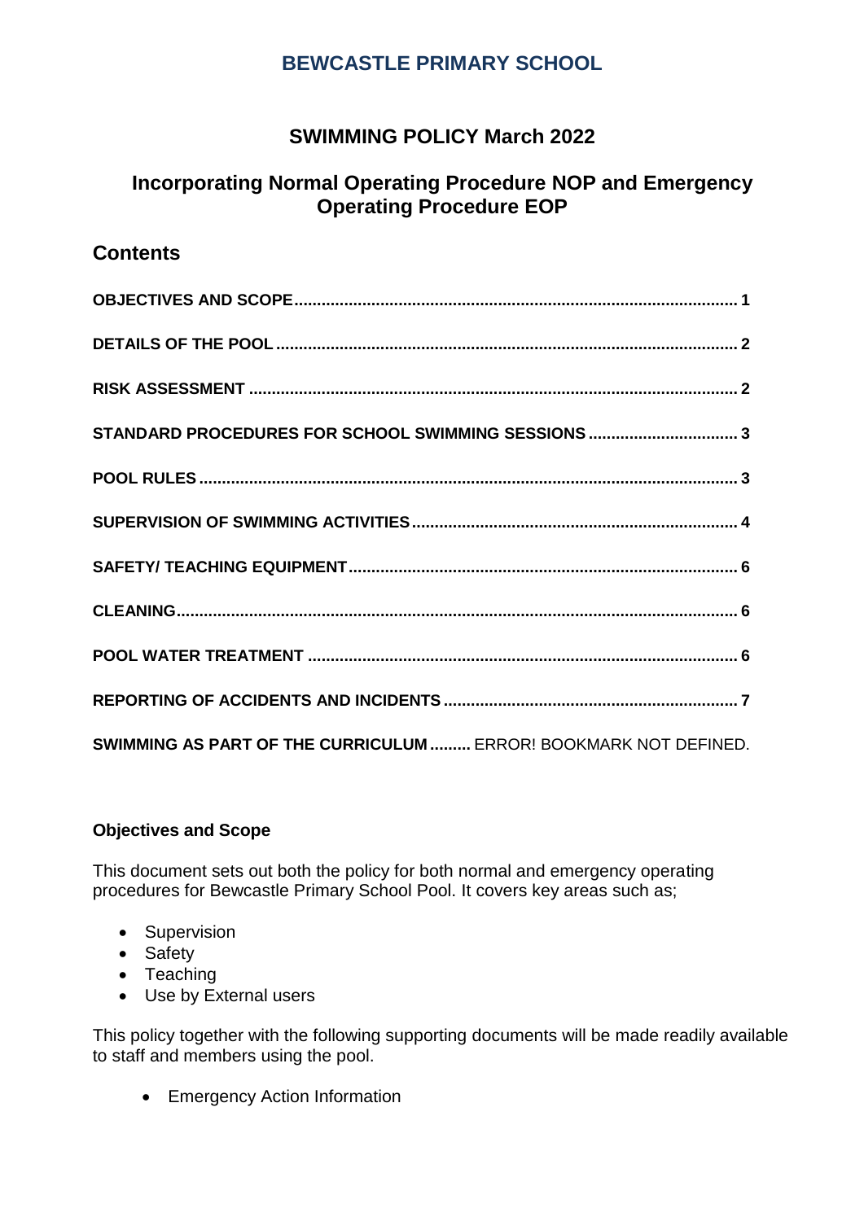# BEWCASTLE PRIMARY SCHOOL

## SWIMMING POLICY March 2022

## Incorporating Normal Operating Procedure NOP and Emergency Operating Procedure EOP

## Contents

**OBJECTIVES AND SCOPE** .......... 1

**DETAILS OF THE POOL** .......... 2

**RISK ASSESSMENT** .......... 2

**STANDARD PROCEDURES FOR SCHOOL SWIMMING SESSIONS** .......... 3

**POOL RULES** .......... 3

**SUPERVISION OF SWIMMING ACTIVITIES** .......... 4

**SAFETY/ TEACHING EQUIPMENT** .......... 6

**CLEANING** .......... 6

**POOL WATER TREATMENT** .......... 6

**REPORTING OF ACCIDENTS AND INCIDENTS** .......... 7

**SWIMMING AS PART OF THE CURRICULUM** .......... ERROR! BOOKMARK NOT DEFINED.

**Objectives and Scope**

This document sets out both the policy for both normal and emergency operating procedures for Bewcastle Primary School Pool. It covers key areas such as;

- Supervision
- Safety
- Teaching
- Use by External users

This policy together with the following supporting documents will be made readily available to staff and members using the pool.

- Emergency Action Information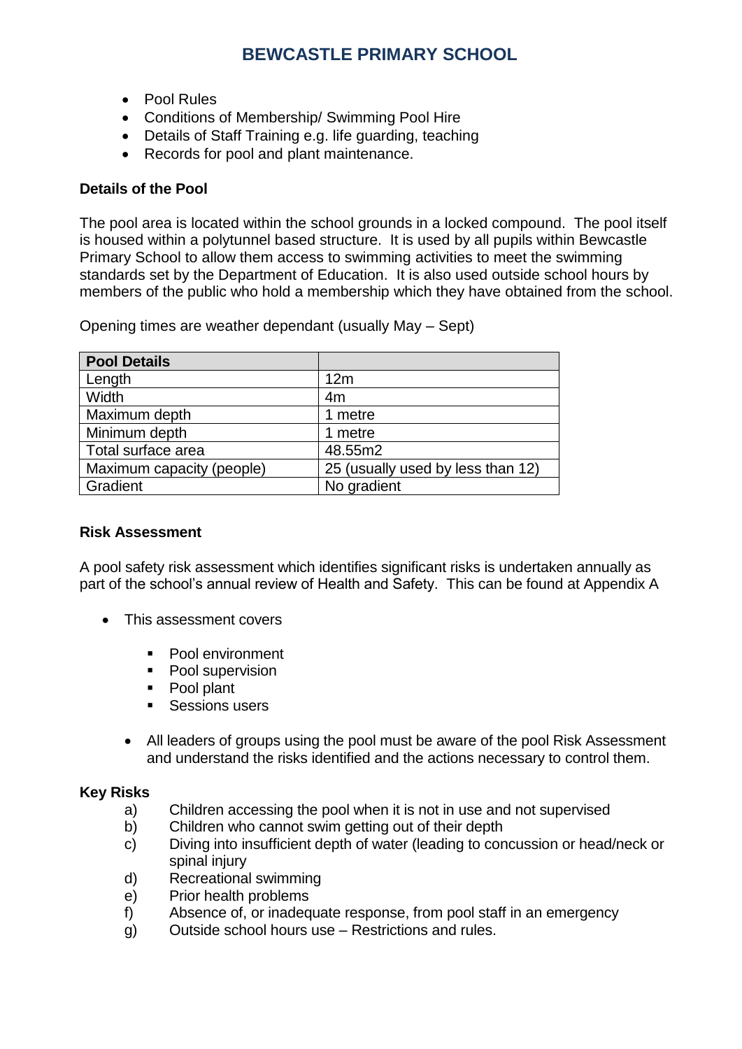- Pool Rules
- Conditions of Membership/ Swimming Pool Hire
- Details of Staff Training e.g. life guarding, teaching
- Records for pool and plant maintenance.

**Details of the Pool**

The pool area is located within the school grounds in a locked compound. The pool itself is housed within a polytunnel based structure. It is used by all pupils within Bewcastle Primary School to allow them access to swimming activities to meet the swimming standards set by the Department of Education. It is also used outside school hours by members of the public who hold a membership which they have obtained from the school.

Opening times are weather dependant (usually May – Sept)

| Pool Details | |
|---|---|
| Length | 12m |
| Width | 4m |
| Maximum depth | 1 metre |
| Minimum depth | 1 metre |
| Total surface area | 48.55m2 |
| Maximum capacity (people) | 25 (usually used by less than 12) |
| Gradient | No gradient |

**Risk Assessment**

A pool safety risk assessment which identifies significant risks is undertaken annually as part of the school's annual review of Health and Safety. This can be found at Appendix A

- This assessment covers
  - Pool environment
  - Pool supervision
  - Pool plant
  - Sessions users
- All leaders of groups using the pool must be aware of the pool Risk Assessment and understand the risks identified and the actions necessary to control them.

**Key Risks**

a) Children accessing the pool when it is not in use and not supervised
b) Children who cannot swim getting out of their depth
c) Diving into insufficient depth of water (leading to concussion or head/neck or spinal injury
d) Recreational swimming
e) Prior health problems
f) Absence of, or inadequate response, from pool staff in an emergency
g) Outside school hours use – Restrictions and rules.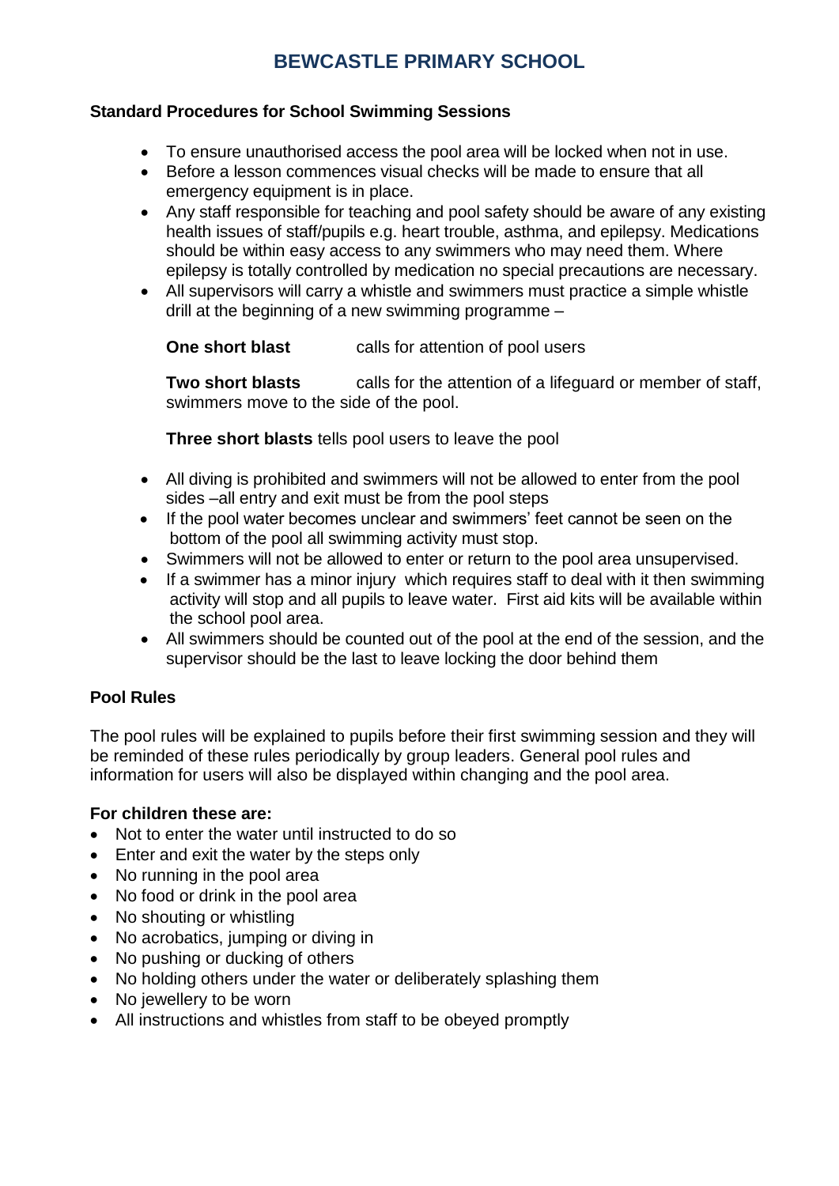# BEWCASTLE PRIMARY SCHOOL

**Standard Procedures for School Swimming Sessions**

- To ensure unauthorised access the pool area will be locked when not in use.
- Before a lesson commences visual checks will be made to ensure that all emergency equipment is in place.
- Any staff responsible for teaching and pool safety should be aware of any existing health issues of staff/pupils e.g. heart trouble, asthma, and epilepsy. Medications should be within easy access to any swimmers who may need them. Where epilepsy is totally controlled by medication no special precautions are necessary.
- All supervisors will carry a whistle and swimmers must practice a simple whistle drill at the beginning of a new swimming programme –

  **One short blast** calls for attention of pool users

  **Two short blasts** calls for the attention of a lifeguard or member of staff, swimmers move to the side of the pool.

  **Three short blasts** tells pool users to leave the pool

- All diving is prohibited and swimmers will not be allowed to enter from the pool sides –all entry and exit must be from the pool steps
- If the pool water becomes unclear and swimmers' feet cannot be seen on the bottom of the pool all swimming activity must stop.
- Swimmers will not be allowed to enter or return to the pool area unsupervised.
- If a swimmer has a minor injury which requires staff to deal with it then swimming activity will stop and all pupils to leave water. First aid kits will be available within the school pool area.
- All swimmers should be counted out of the pool at the end of the session, and the supervisor should be the last to leave locking the door behind them

**Pool Rules**

The pool rules will be explained to pupils before their first swimming session and they will be reminded of these rules periodically by group leaders. General pool rules and information for users will also be displayed within changing and the pool area.

**For children these are:**

- Not to enter the water until instructed to do so
- Enter and exit the water by the steps only
- No running in the pool area
- No food or drink in the pool area
- No shouting or whistling
- No acrobatics, jumping or diving in
- No pushing or ducking of others
- No holding others under the water or deliberately splashing them
- No jewellery to be worn
- All instructions and whistles from staff to be obeyed promptly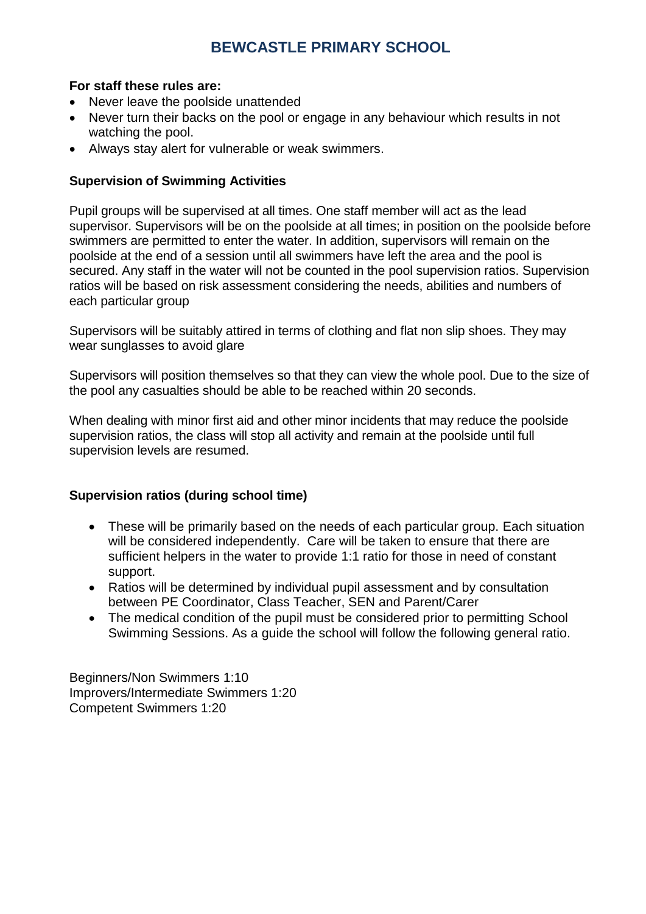**For staff these rules are:**

- Never leave the poolside unattended
- Never turn their backs on the pool or engage in any behaviour which results in not watching the pool.
- Always stay alert for vulnerable or weak swimmers.

**Supervision of Swimming Activities**

Pupil groups will be supervised at all times. One staff member will act as the lead supervisor. Supervisors will be on the poolside at all times; in position on the poolside before swimmers are permitted to enter the water. In addition, supervisors will remain on the poolside at the end of a session until all swimmers have left the area and the pool is secured. Any staff in the water will not be counted in the pool supervision ratios. Supervision ratios will be based on risk assessment considering the needs, abilities and numbers of each particular group

Supervisors will be suitably attired in terms of clothing and flat non slip shoes. They may wear sunglasses to avoid glare

Supervisors will position themselves so that they can view the whole pool. Due to the size of the pool any casualties should be able to be reached within 20 seconds.

When dealing with minor first aid and other minor incidents that may reduce the poolside supervision ratios, the class will stop all activity and remain at the poolside until full supervision levels are resumed.

**Supervision ratios (during school time)**

- These will be primarily based on the needs of each particular group. Each situation will be considered independently. Care will be taken to ensure that there are sufficient helpers in the water to provide 1:1 ratio for those in need of constant support.
- Ratios will be determined by individual pupil assessment and by consultation between PE Coordinator, Class Teacher, SEN and Parent/Carer
- The medical condition of the pupil must be considered prior to permitting School Swimming Sessions. As a guide the school will follow the following general ratio.

Beginners/Non Swimmers 1:10
Improvers/Intermediate Swimmers 1:20
Competent Swimmers 1:20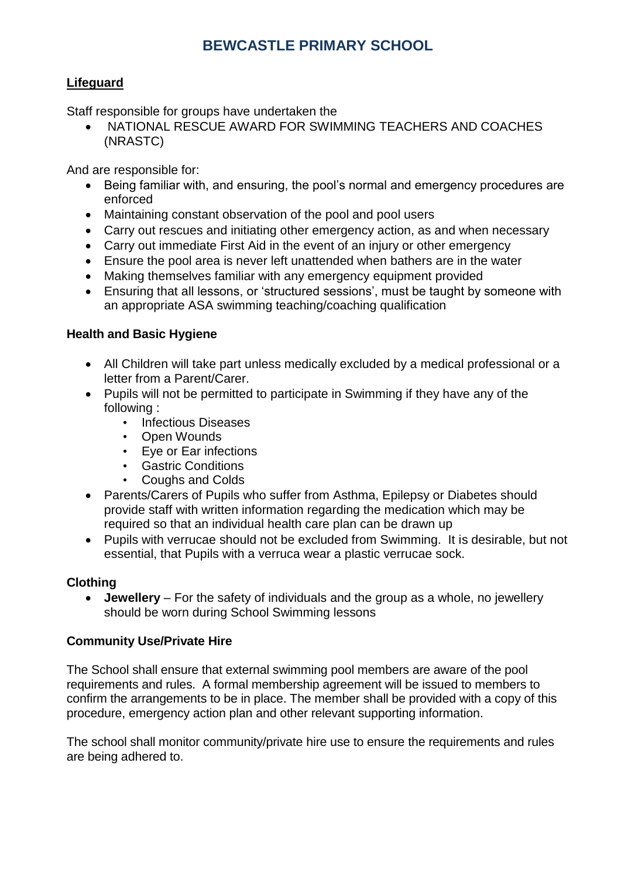# BEWCASTLE PRIMARY SCHOOL

**Lifeguard**

Staff responsible for groups have undertaken the

- NATIONAL RESCUE AWARD FOR SWIMMING TEACHERS AND COACHES (NRASTC)

And are responsible for:

- Being familiar with, and ensuring, the pool's normal and emergency procedures are enforced
- Maintaining constant observation of the pool and pool users
- Carry out rescues and initiating other emergency action, as and when necessary
- Carry out immediate First Aid in the event of an injury or other emergency
- Ensure the pool area is never left unattended when bathers are in the water
- Making themselves familiar with any emergency equipment provided
- Ensuring that all lessons, or 'structured sessions', must be taught by someone with an appropriate ASA swimming teaching/coaching qualification

**Health and Basic Hygiene**

- All Children will take part unless medically excluded by a medical professional or a letter from a Parent/Carer.
- Pupils will not be permitted to participate in Swimming if they have any of the following :
  - Infectious Diseases
  - Open Wounds
  - Eye or Ear infections
  - Gastric Conditions
  - Coughs and Colds
- Parents/Carers of Pupils who suffer from Asthma, Epilepsy or Diabetes should provide staff with written information regarding the medication which may be required so that an individual health care plan can be drawn up
- Pupils with verrucae should not be excluded from Swimming. It is desirable, but not essential, that Pupils with a verruca wear a plastic verrucae sock.

**Clothing**

- **Jewellery** – For the safety of individuals and the group as a whole, no jewellery should be worn during School Swimming lessons

**Community Use/Private Hire**

The School shall ensure that external swimming pool members are aware of the pool requirements and rules. A formal membership agreement will be issued to members to confirm the arrangements to be in place. The member shall be provided with a copy of this procedure, emergency action plan and other relevant supporting information.

The school shall monitor community/private hire use to ensure the requirements and rules are being adhered to.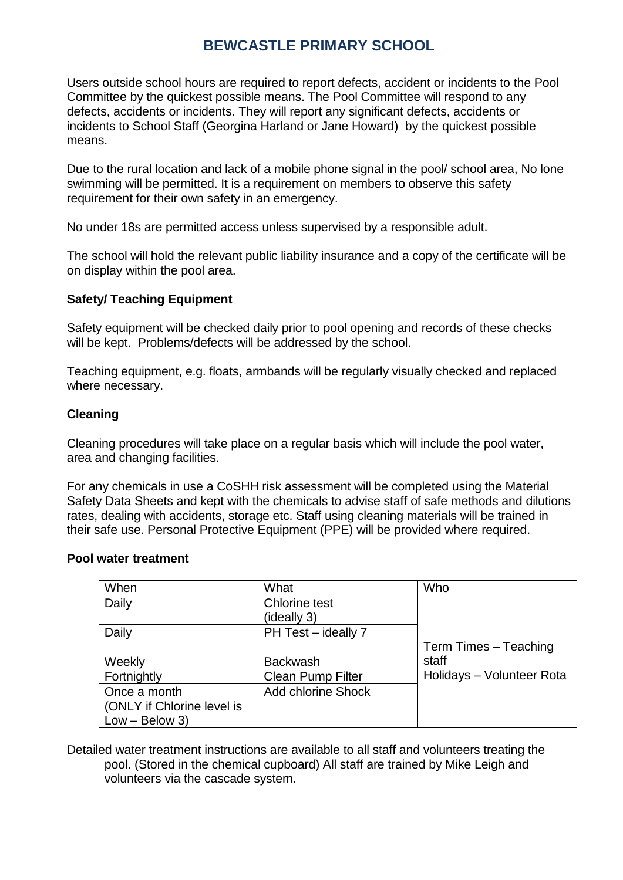# BEWCASTLE PRIMARY SCHOOL

Users outside school hours are required to report defects, accident or incidents to the Pool Committee by the quickest possible means. The Pool Committee will respond to any defects, accidents or incidents. They will report any significant defects, accidents or incidents to School Staff (Georgina Harland or Jane Howard) by the quickest possible means.

Due to the rural location and lack of a mobile phone signal in the pool/ school area, No lone swimming will be permitted. It is a requirement on members to observe this safety requirement for their own safety in an emergency.

No under 18s are permitted access unless supervised by a responsible adult.

The school will hold the relevant public liability insurance and a copy of the certificate will be on display within the pool area.

### Safety/ Teaching Equipment

Safety equipment will be checked daily prior to pool opening and records of these checks will be kept. Problems/defects will be addressed by the school.

Teaching equipment, e.g. floats, armbands will be regularly visually checked and replaced where necessary.

### Cleaning

Cleaning procedures will take place on a regular basis which will include the pool water, area and changing facilities.

For any chemicals in use a CoSHH risk assessment will be completed using the Material Safety Data Sheets and kept with the chemicals to advise staff of safe methods and dilutions rates, dealing with accidents, storage etc. Staff using cleaning materials will be trained in their safe use. Personal Protective Equipment (PPE) will be provided where required.

### Pool water treatment

| When | What | Who |
|---|---|---|
| Daily | Chlorine test (ideally 3) | Term Times – Teaching staff<br>Holidays – Volunteer Rota |
| Daily | PH Test – ideally 7 | |
| Weekly | Backwash | |
| Fortnightly | Clean Pump Filter | |
| Once a month (ONLY if Chlorine level is Low – Below 3) | Add chlorine Shock | |

Detailed water treatment instructions are available to all staff and volunteers treating the pool. (Stored in the chemical cupboard) All staff are trained by Mike Leigh and volunteers via the cascade system.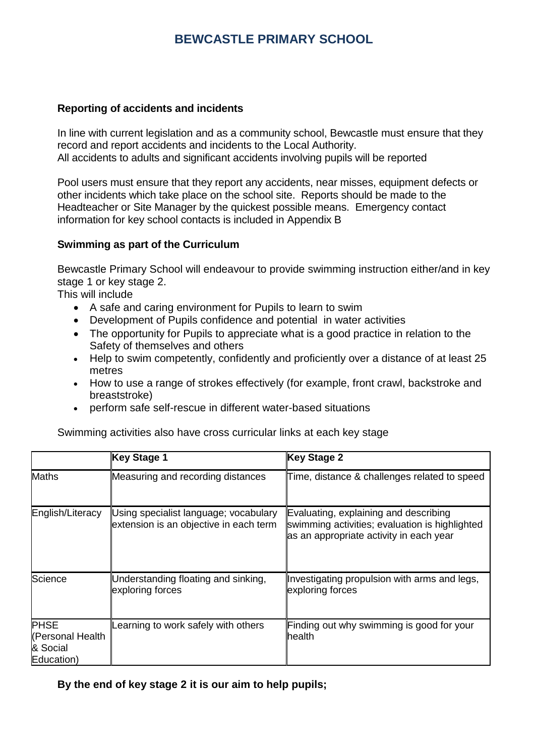**Reporting of accidents and incidents**

In line with current legislation and as a community school, Bewcastle must ensure that they record and report accidents and incidents to the Local Authority.
All accidents to adults and significant accidents involving pupils will be reported

Pool users must ensure that they report any accidents, near misses, equipment defects or other incidents which take place on the school site. Reports should be made to the Headteacher or Site Manager by the quickest possible means. Emergency contact information for key school contacts is included in Appendix B

**Swimming as part of the Curriculum**

Bewcastle Primary School will endeavour to provide swimming instruction either/and in key stage 1 or key stage 2.
This will include

- A safe and caring environment for Pupils to learn to swim
- Development of Pupils confidence and potential in water activities
- The opportunity for Pupils to appreciate what is a good practice in relation to the Safety of themselves and others
- Help to swim competently, confidently and proficiently over a distance of at least 25 metres
- How to use a range of strokes effectively (for example, front crawl, backstroke and breaststroke)
- perform safe self-rescue in different water-based situations

Swimming activities also have cross curricular links at each key stage

| | **Key Stage 1** | **Key Stage 2** |
|---|---|---|
| Maths | Measuring and recording distances | Time, distance & challenges related to speed |
| English/Literacy | Using specialist language; vocabulary extension is an objective in each term | Evaluating, explaining and describing swimming activities; evaluation is highlighted as an appropriate activity in each year |
| Science | Understanding floating and sinking, exploring forces | Investigating propulsion with arms and legs, exploring forces |
| PHSE (Personal Health & Social Education) | Learning to work safely with others | Finding out why swimming is good for your health |

**By the end of key stage 2 it is our aim to help pupils;**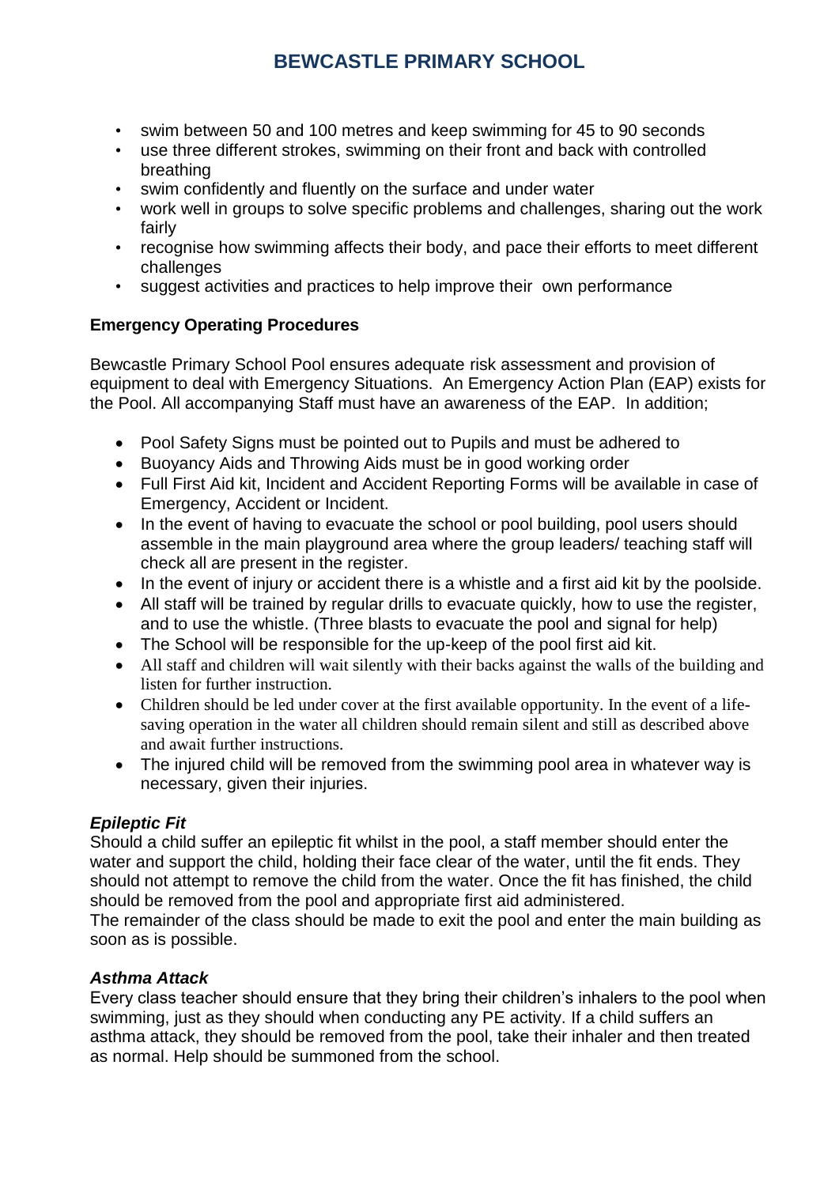- swim between 50 and 100 metres and keep swimming for 45 to 90 seconds
- use three different strokes, swimming on their front and back with controlled breathing
- swim confidently and fluently on the surface and under water
- work well in groups to solve specific problems and challenges, sharing out the work fairly
- recognise how swimming affects their body, and pace their efforts to meet different challenges
- suggest activities and practices to help improve their own performance

**Emergency Operating Procedures**

Bewcastle Primary School Pool ensures adequate risk assessment and provision of equipment to deal with Emergency Situations. An Emergency Action Plan (EAP) exists for the Pool. All accompanying Staff must have an awareness of the EAP. In addition;

- Pool Safety Signs must be pointed out to Pupils and must be adhered to
- Buoyancy Aids and Throwing Aids must be in good working order
- Full First Aid kit, Incident and Accident Reporting Forms will be available in case of Emergency, Accident or Incident.
- In the event of having to evacuate the school or pool building, pool users should assemble in the main playground area where the group leaders/ teaching staff will check all are present in the register.
- In the event of injury or accident there is a whistle and a first aid kit by the poolside.
- All staff will be trained by regular drills to evacuate quickly, how to use the register, and to use the whistle. (Three blasts to evacuate the pool and signal for help)
- The School will be responsible for the up-keep of the pool first aid kit.
- All staff and children will wait silently with their backs against the walls of the building and listen for further instruction.
- Children should be led under cover at the first available opportunity. In the event of a life-saving operation in the water all children should remain silent and still as described above and await further instructions.
- The injured child will be removed from the swimming pool area in whatever way is necessary, given their injuries.

***Epileptic Fit***

Should a child suffer an epileptic fit whilst in the pool, a staff member should enter the water and support the child, holding their face clear of the water, until the fit ends. They should not attempt to remove the child from the water. Once the fit has finished, the child should be removed from the pool and appropriate first aid administered.
The remainder of the class should be made to exit the pool and enter the main building as soon as is possible.

***Asthma Attack***

Every class teacher should ensure that they bring their children's inhalers to the pool when swimming, just as they should when conducting any PE activity. If a child suffers an asthma attack, they should be removed from the pool, take their inhaler and then treated as normal. Help should be summoned from the school.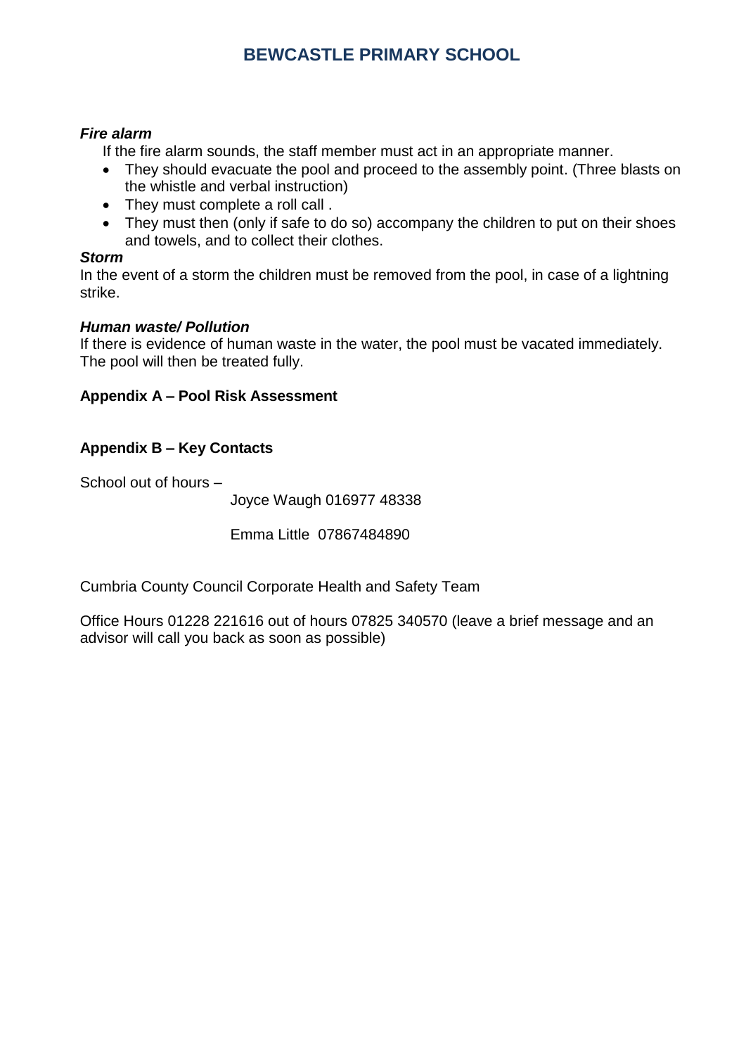***Fire alarm***

If the fire alarm sounds, the staff member must act in an appropriate manner.

- They should evacuate the pool and proceed to the assembly point. (Three blasts on the whistle and verbal instruction)
- They must complete a roll call .
- They must then (only if safe to do so) accompany the children to put on their shoes and towels, and to collect their clothes.

***Storm***

In the event of a storm the children must be removed from the pool, in case of a lightning strike.

***Human waste/ Pollution***

If there is evidence of human waste in the water, the pool must be vacated immediately. The pool will then be treated fully.

**Appendix A – Pool Risk Assessment**

**Appendix B – Key Contacts**

School out of hours –

Joyce Waugh 016977 48338

Emma Little 07867484890

Cumbria County Council Corporate Health and Safety Team

Office Hours 01228 221616 out of hours 07825 340570 (leave a brief message and an advisor will call you back as soon as possible)